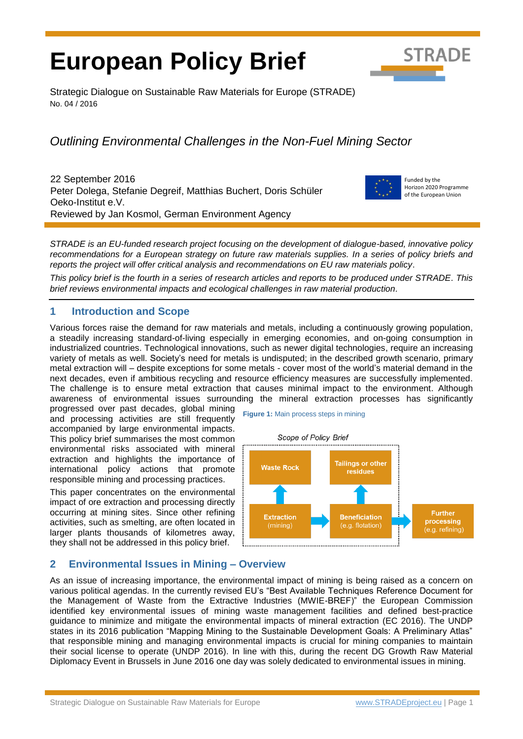# European Policy Brief

Strategic Dialogue on Sustainable Raw Materials for Europe (STRADE)
No. 04 / 2016

*Outlining Environmental Challenges in the Non-Fuel Mining Sector*

22 September 2016
Peter Dolega, Stefanie Degreif, Matthias Buchert, Doris Schüler
Oeko-Institut e.V.
Reviewed by Jan Kosmol, German Environment Agency

Funded by the Horizon 2020 Programme of the European Union

*STRADE is an EU-funded research project focusing on the development of dialogue-based, innovative policy recommendations for a European strategy on future raw materials supplies. In a series of policy briefs and reports the project will offer critical analysis and recommendations on EU raw materials policy.*

*This policy brief is the fourth in a series of research articles and reports to be produced under STRADE. This brief reviews environmental impacts and ecological challenges in raw material production.*

## 1 Introduction and Scope

Various forces raise the demand for raw materials and metals, including a continuously growing population, a steadily increasing standard-of-living especially in emerging economies, and on-going consumption in industrialized countries. Technological innovations, such as newer digital technologies, require an increasing variety of metals as well. Society's need for metals is undisputed; in the described growth scenario, primary metal extraction will – despite exceptions for some metals - cover most of the world's material demand in the next decades, even if ambitious recycling and resource efficiency measures are successfully implemented. The challenge is to ensure metal extraction that causes minimal impact to the environment. Although awareness of environmental issues surrounding the mineral extraction processes has significantly progressed over past decades, global mining and processing activities are still frequently accompanied by large environmental impacts. This policy brief summarises the most common environmental risks associated with mineral extraction and highlights the importance of international policy actions that promote responsible mining and processing practices.

This paper concentrates on the environmental impact of ore extraction and processing directly occurring at mining sites. Since other refining activities, such as smelting, are often located in larger plants thousands of kilometres away, they shall not be addressed in this policy brief.

**Figure 1:** Main process steps in mining

*Scope of Policy Brief*

Waste Rock ← Extraction (mining) → Beneficiation (e.g. flotation) → Tailings or other residues; Beneficiation → Further processing (e.g. refining)

## 2 Environmental Issues in Mining – Overview

As an issue of increasing importance, the environmental impact of mining is being raised as a concern on various political agendas. In the currently revised EU's "Best Available Techniques Reference Document for the Management of Waste from the Extractive Industries (MWIE-BREF)" the European Commission identified key environmental issues of mining waste management facilities and defined best-practice guidance to minimize and mitigate the environmental impacts of mineral extraction (EC 2016). The UNDP states in its 2016 publication "Mapping Mining to the Sustainable Development Goals: A Preliminary Atlas" that responsible mining and managing environmental impacts is crucial for mining companies to maintain their social license to operate (UNDP 2016). In line with this, during the recent DG Growth Raw Material Diplomacy Event in Brussels in June 2016 one day was solely dedicated to environmental issues in mining.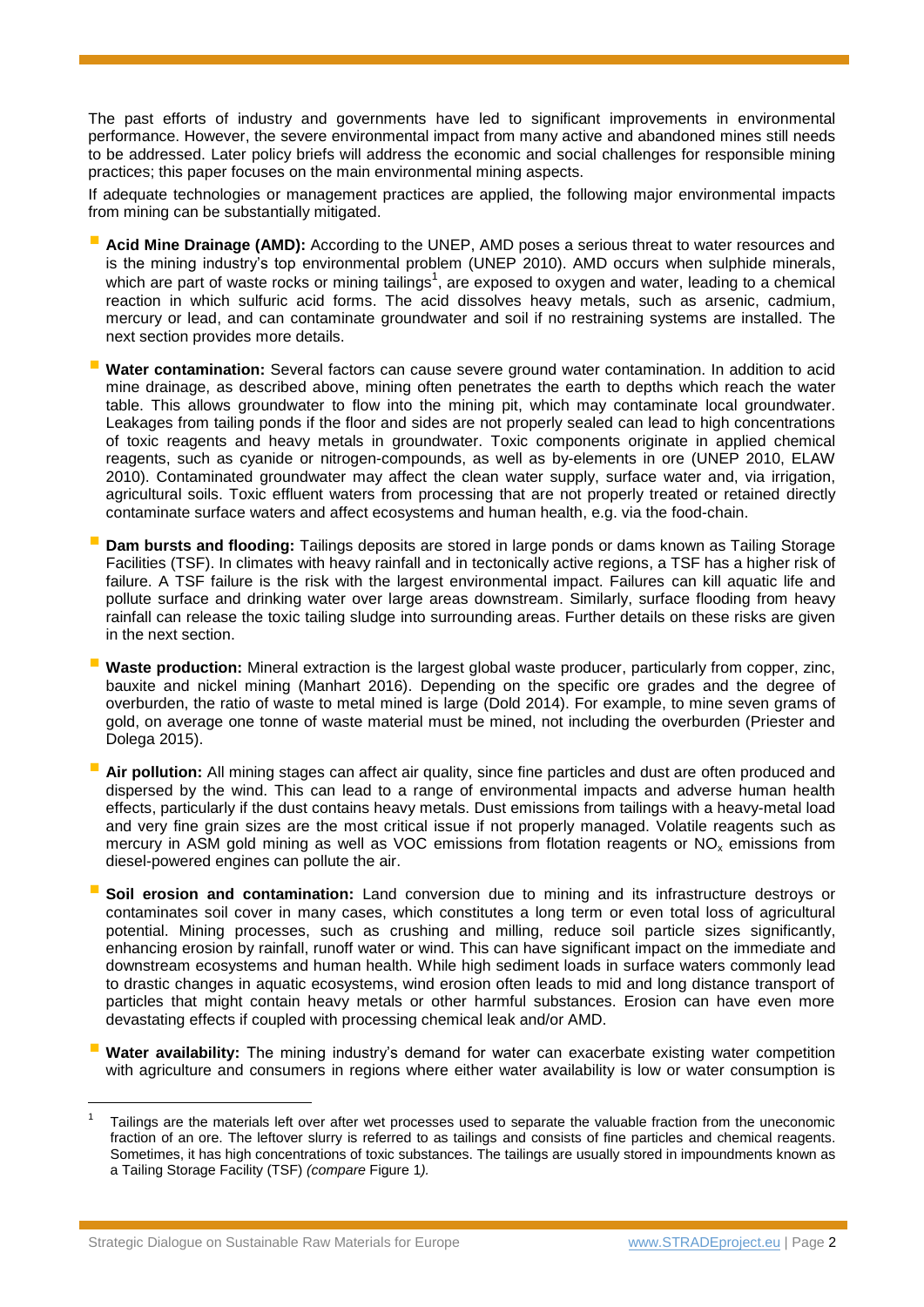The past efforts of industry and governments have led to significant improvements in environmental performance. However, the severe environmental impact from many active and abandoned mines still needs to be addressed. Later policy briefs will address the economic and social challenges for responsible mining practices; this paper focuses on the main environmental mining aspects.

If adequate technologies or management practices are applied, the following major environmental impacts from mining can be substantially mitigated.

- **Acid Mine Drainage (AMD):** According to the UNEP, AMD poses a serious threat to water resources and is the mining industry's top environmental problem (UNEP 2010). AMD occurs when sulphide minerals, which are part of waste rocks or mining tailings[1], are exposed to oxygen and water, leading to a chemical reaction in which sulfuric acid forms. The acid dissolves heavy metals, such as arsenic, cadmium, mercury or lead, and can contaminate groundwater and soil if no restraining systems are installed. The next section provides more details.

- **Water contamination:** Several factors can cause severe ground water contamination. In addition to acid mine drainage, as described above, mining often penetrates the earth to depths which reach the water table. This allows groundwater to flow into the mining pit, which may contaminate local groundwater. Leakages from tailing ponds if the floor and sides are not properly sealed can lead to high concentrations of toxic reagents and heavy metals in groundwater. Toxic components originate in applied chemical reagents, such as cyanide or nitrogen-compounds, as well as by-elements in ore (UNEP 2010, ELAW 2010). Contaminated groundwater may affect the clean water supply, surface water and, via irrigation, agricultural soils. Toxic effluent waters from processing that are not properly treated or retained directly contaminate surface waters and affect ecosystems and human health, e.g. via the food-chain.

- **Dam bursts and flooding:** Tailings deposits are stored in large ponds or dams known as Tailing Storage Facilities (TSF). In climates with heavy rainfall and in tectonically active regions, a TSF has a higher risk of failure. A TSF failure is the risk with the largest environmental impact. Failures can kill aquatic life and pollute surface and drinking water over large areas downstream. Similarly, surface flooding from heavy rainfall can release the toxic tailing sludge into surrounding areas. Further details on these risks are given in the next section.

- **Waste production:** Mineral extraction is the largest global waste producer, particularly from copper, zinc, bauxite and nickel mining (Manhart 2016). Depending on the specific ore grades and the degree of overburden, the ratio of waste to metal mined is large (Dold 2014). For example, to mine seven grams of gold, on average one tonne of waste material must be mined, not including the overburden (Priester and Dolega 2015).

- **Air pollution:** All mining stages can affect air quality, since fine particles and dust are often produced and dispersed by the wind. This can lead to a range of environmental impacts and adverse human health effects, particularly if the dust contains heavy metals. Dust emissions from tailings with a heavy-metal load and very fine grain sizes are the most critical issue if not properly managed. Volatile reagents such as mercury in ASM gold mining as well as VOC emissions from flotation reagents or $NO_x$ emissions from diesel-powered engines can pollute the air.

- **Soil erosion and contamination:** Land conversion due to mining and its infrastructure destroys or contaminates soil cover in many cases, which constitutes a long term or even total loss of agricultural potential. Mining processes, such as crushing and milling, reduce soil particle sizes significantly, enhancing erosion by rainfall, runoff water or wind. This can have significant impact on the immediate and downstream ecosystems and human health. While high sediment loads in surface waters commonly lead to drastic changes in aquatic ecosystems, wind erosion often leads to mid and long distance transport of particles that might contain heavy metals or other harmful substances. Erosion can have even more devastating effects if coupled with processing chemical leak and/or AMD.

- **Water availability:** The mining industry's demand for water can exacerbate existing water competition with agriculture and consumers in regions where either water availability is low or water consumption is

[1] Tailings are the materials left over after wet processes used to separate the valuable fraction from the uneconomic fraction of an ore. The leftover slurry is referred to as tailings and consists of fine particles and chemical reagents. Sometimes, it has high concentrations of toxic substances. The tailings are usually stored in impoundments known as a Tailing Storage Facility (TSF) *(compare* Figure 1*).*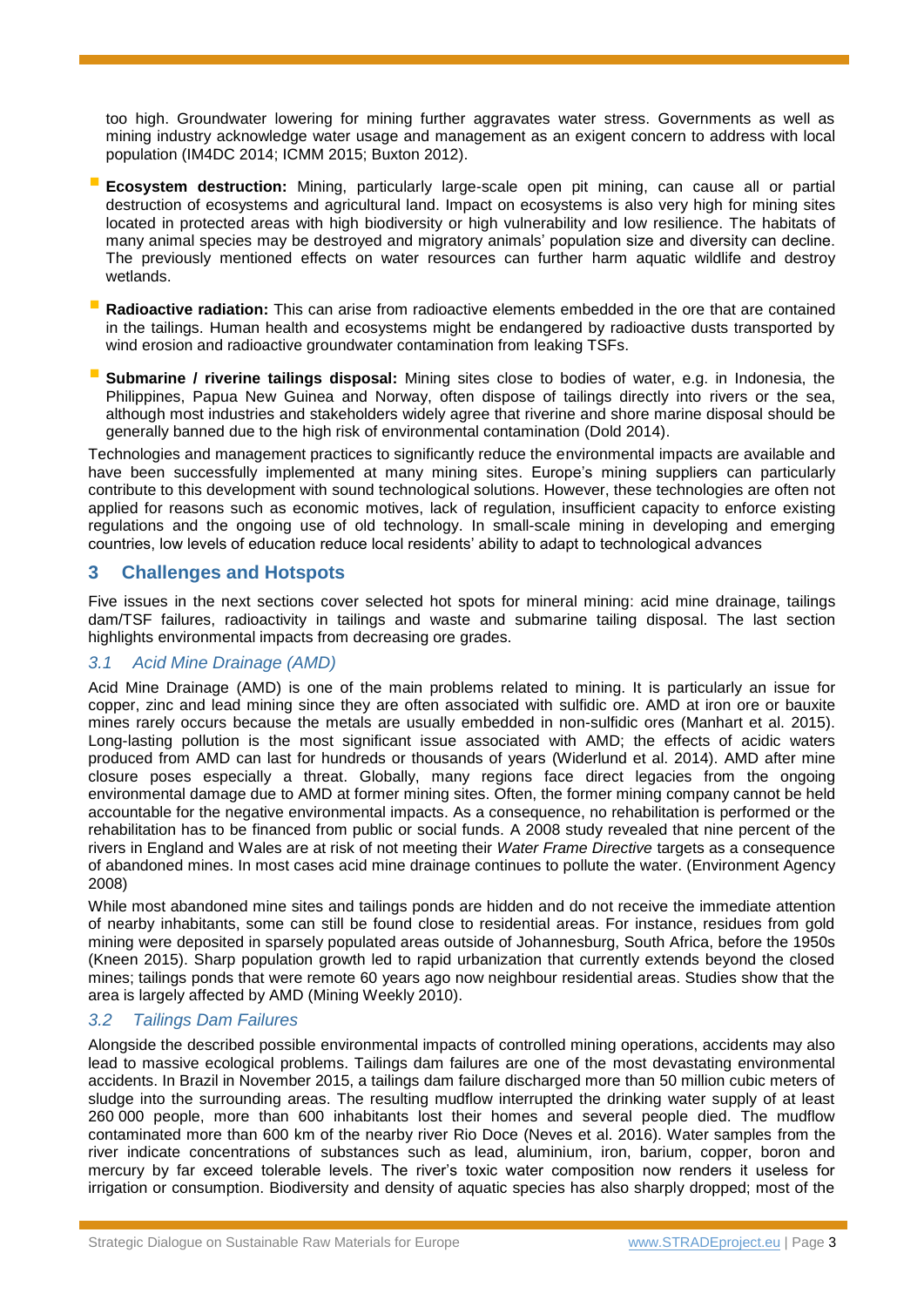too high. Groundwater lowering for mining further aggravates water stress. Governments as well as mining industry acknowledge water usage and management as an exigent concern to address with local population (IM4DC 2014; ICMM 2015; Buxton 2012).

- **Ecosystem destruction:** Mining, particularly large-scale open pit mining, can cause all or partial destruction of ecosystems and agricultural land. Impact on ecosystems is also very high for mining sites located in protected areas with high biodiversity or high vulnerability and low resilience. The habitats of many animal species may be destroyed and migratory animals' population size and diversity can decline. The previously mentioned effects on water resources can further harm aquatic wildlife and destroy wetlands.
- **Radioactive radiation:** This can arise from radioactive elements embedded in the ore that are contained in the tailings. Human health and ecosystems might be endangered by radioactive dusts transported by wind erosion and radioactive groundwater contamination from leaking TSFs.
- **Submarine / riverine tailings disposal:** Mining sites close to bodies of water, e.g. in Indonesia, the Philippines, Papua New Guinea and Norway, often dispose of tailings directly into rivers or the sea, although most industries and stakeholders widely agree that riverine and shore marine disposal should be generally banned due to the high risk of environmental contamination (Dold 2014).

Technologies and management practices to significantly reduce the environmental impacts are available and have been successfully implemented at many mining sites. Europe's mining suppliers can particularly contribute to this development with sound technological solutions. However, these technologies are often not applied for reasons such as economic motives, lack of regulation, insufficient capacity to enforce existing regulations and the ongoing use of old technology. In small-scale mining in developing and emerging countries, low levels of education reduce local residents' ability to adapt to technological advances

## 3 Challenges and Hotspots

Five issues in the next sections cover selected hot spots for mineral mining: acid mine drainage, tailings dam/TSF failures, radioactivity in tailings and waste and submarine tailing disposal. The last section highlights environmental impacts from decreasing ore grades.

### *3.1 Acid Mine Drainage (AMD)*

Acid Mine Drainage (AMD) is one of the main problems related to mining. It is particularly an issue for copper, zinc and lead mining since they are often associated with sulfidic ore. AMD at iron ore or bauxite mines rarely occurs because the metals are usually embedded in non-sulfidic ores (Manhart et al. 2015). Long-lasting pollution is the most significant issue associated with AMD; the effects of acidic waters produced from AMD can last for hundreds or thousands of years (Widerlund et al. 2014). AMD after mine closure poses especially a threat. Globally, many regions face direct legacies from the ongoing environmental damage due to AMD at former mining sites. Often, the former mining company cannot be held accountable for the negative environmental impacts. As a consequence, no rehabilitation is performed or the rehabilitation has to be financed from public or social funds. A 2008 study revealed that nine percent of the rivers in England and Wales are at risk of not meeting their *Water Frame Directive* targets as a consequence of abandoned mines. In most cases acid mine drainage continues to pollute the water. (Environment Agency 2008)

While most abandoned mine sites and tailings ponds are hidden and do not receive the immediate attention of nearby inhabitants, some can still be found close to residential areas. For instance, residues from gold mining were deposited in sparsely populated areas outside of Johannesburg, South Africa, before the 1950s (Kneen 2015). Sharp population growth led to rapid urbanization that currently extends beyond the closed mines; tailings ponds that were remote 60 years ago now neighbour residential areas. Studies show that the area is largely affected by AMD (Mining Weekly 2010).

### *3.2 Tailings Dam Failures*

Alongside the described possible environmental impacts of controlled mining operations, accidents may also lead to massive ecological problems. Tailings dam failures are one of the most devastating environmental accidents. In Brazil in November 2015, a tailings dam failure discharged more than 50 million cubic meters of sludge into the surrounding areas. The resulting mudflow interrupted the drinking water supply of at least 260 000 people, more than 600 inhabitants lost their homes and several people died. The mudflow contaminated more than 600 km of the nearby river Rio Doce (Neves et al. 2016). Water samples from the river indicate concentrations of substances such as lead, aluminium, iron, barium, copper, boron and mercury by far exceed tolerable levels. The river's toxic water composition now renders it useless for irrigation or consumption. Biodiversity and density of aquatic species has also sharply dropped; most of the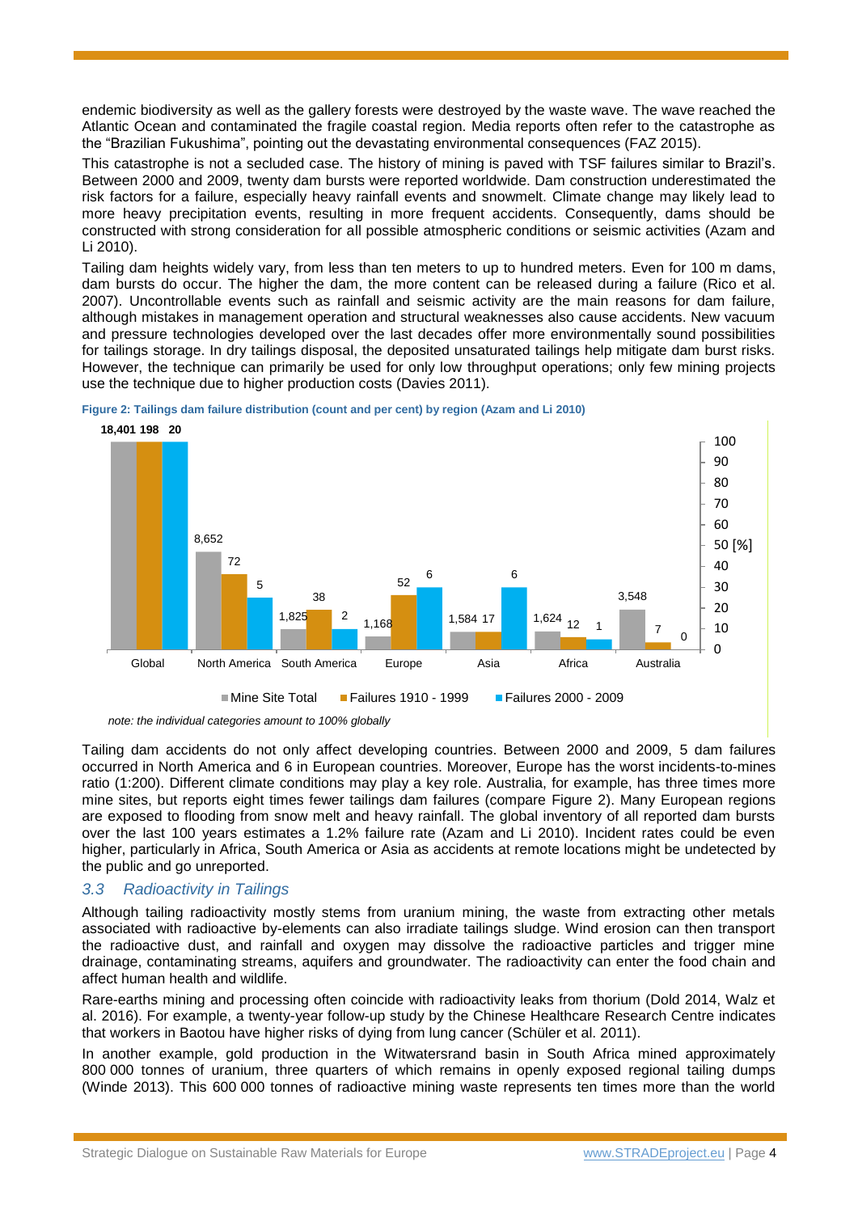endemic biodiversity as well as the gallery forests were destroyed by the waste wave. The wave reached the Atlantic Ocean and contaminated the fragile coastal region. Media reports often refer to the catastrophe as the “Brazilian Fukushima”, pointing out the devastating environmental consequences (FAZ 2015).

This catastrophe is not a secluded case. The history of mining is paved with TSF failures similar to Brazil’s. Between 2000 and 2009, twenty dam bursts were reported worldwide. Dam construction underestimated the risk factors for a failure, especially heavy rainfall events and snowmelt. Climate change may likely lead to more heavy precipitation events, resulting in more frequent accidents. Consequently, dams should be constructed with strong consideration for all possible atmospheric conditions or seismic activities (Azam and Li 2010).

Tailing dam heights widely vary, from less than ten meters to up to hundred meters. Even for 100 m dams, dam bursts do occur. The higher the dam, the more content can be released during a failure (Rico et al. 2007). Uncontrollable events such as rainfall and seismic activity are the main reasons for dam failure, although mistakes in management operation and structural weaknesses also cause accidents. New vacuum and pressure technologies developed over the last decades offer more environmentally sound possibilities for tailings storage. In dry tailings disposal, the deposited unsaturated tailings help mitigate dam burst risks. However, the technique can primarily be used for only low throughput operations; only few mining projects use the technique due to higher production costs (Davies 2011).

**Figure 2: Tailings dam failure distribution (count and per cent) by region (Azam and Li 2010)**

| Region | Mine Site Total | Failures 1910 - 1999 | Failures 2000 - 2009 |
|---|---|---|---|
| Global | 18,401 | 198 | 20 |
| North America | 8,652 | 72 | 5 |
| South America | 1,825 | 38 | 2 |
| Europe | 1,168 | 52 | 6 |
| Asia | 1,584 | 17 | 6 |
| Africa | 1,624 | 12 | 1 |
| Australia | 3,548 | 7 | 0 |

*note: the individual categories amount to 100% globally*

Tailing dam accidents do not only affect developing countries. Between 2000 and 2009, 5 dam failures occurred in North America and 6 in European countries. Moreover, Europe has the worst incidents-to-mines ratio (1:200). Different climate conditions may play a key role. Australia, for example, has three times more mine sites, but reports eight times fewer tailings dam failures (compare Figure 2). Many European regions are exposed to flooding from snow melt and heavy rainfall. The global inventory of all reported dam bursts over the last 100 years estimates a 1.2% failure rate (Azam and Li 2010). Incident rates could be even higher, particularly in Africa, South America or Asia as accidents at remote locations might be undetected by the public and go unreported.

### *3.3 Radioactivity in Tailings*

Although tailing radioactivity mostly stems from uranium mining, the waste from extracting other metals associated with radioactive by-elements can also irradiate tailings sludge. Wind erosion can then transport the radioactive dust, and rainfall and oxygen may dissolve the radioactive particles and trigger mine drainage, contaminating streams, aquifers and groundwater. The radioactivity can enter the food chain and affect human health and wildlife.

Rare-earths mining and processing often coincide with radioactivity leaks from thorium (Dold 2014, Walz et al. 2016). For example, a twenty-year follow-up study by the Chinese Healthcare Research Centre indicates that workers in Baotou have higher risks of dying from lung cancer (Schüler et al. 2011).

In another example, gold production in the Witwatersrand basin in South Africa mined approximately 800 000 tonnes of uranium, three quarters of which remains in openly exposed regional tailing dumps (Winde 2013). This 600 000 tonnes of radioactive mining waste represents ten times more than the world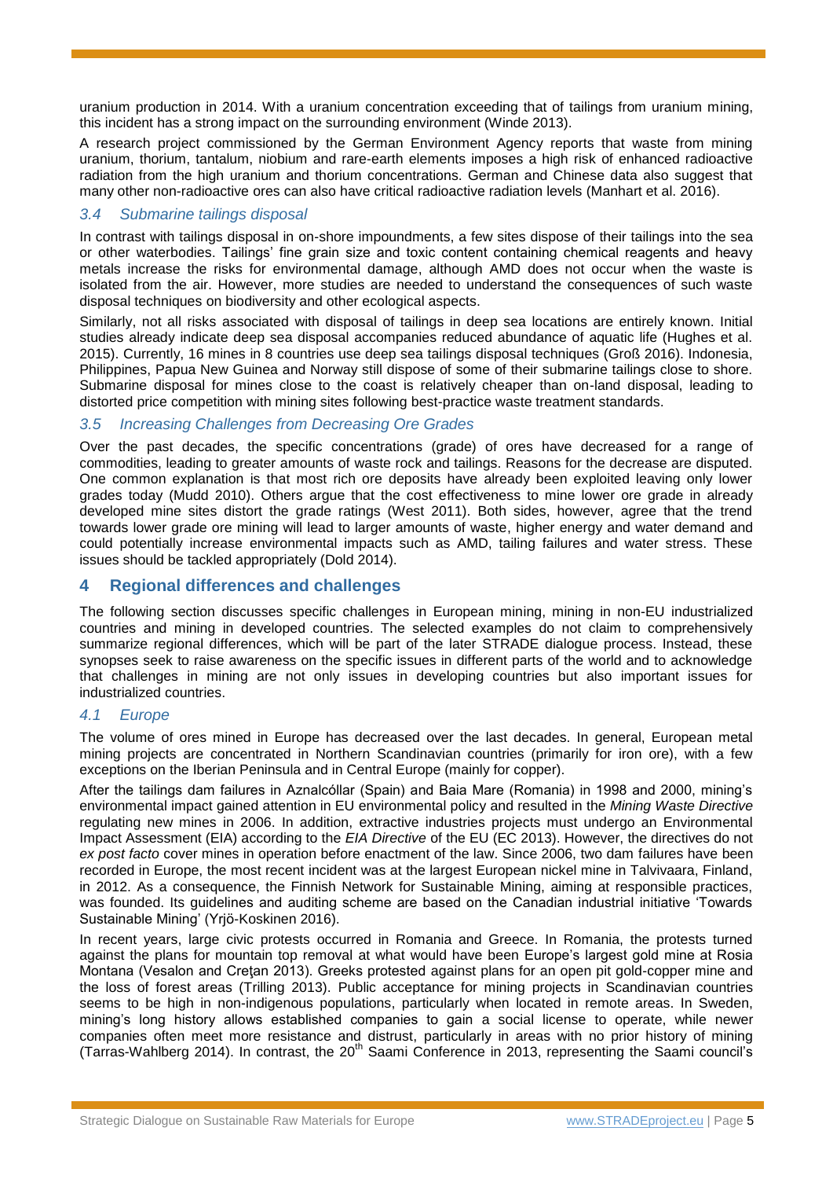uranium production in 2014. With a uranium concentration exceeding that of tailings from uranium mining, this incident has a strong impact on the surrounding environment (Winde 2013).

A research project commissioned by the German Environment Agency reports that waste from mining uranium, thorium, tantalum, niobium and rare-earth elements imposes a high risk of enhanced radioactive radiation from the high uranium and thorium concentrations. German and Chinese data also suggest that many other non-radioactive ores can also have critical radioactive radiation levels (Manhart et al. 2016).

### *3.4 Submarine tailings disposal*

In contrast with tailings disposal in on-shore impoundments, a few sites dispose of their tailings into the sea or other waterbodies. Tailings' fine grain size and toxic content containing chemical reagents and heavy metals increase the risks for environmental damage, although AMD does not occur when the waste is isolated from the air. However, more studies are needed to understand the consequences of such waste disposal techniques on biodiversity and other ecological aspects.

Similarly, not all risks associated with disposal of tailings in deep sea locations are entirely known. Initial studies already indicate deep sea disposal accompanies reduced abundance of aquatic life (Hughes et al. 2015). Currently, 16 mines in 8 countries use deep sea tailings disposal techniques (Groß 2016). Indonesia, Philippines, Papua New Guinea and Norway still dispose of some of their submarine tailings close to shore. Submarine disposal for mines close to the coast is relatively cheaper than on-land disposal, leading to distorted price competition with mining sites following best-practice waste treatment standards.

### *3.5 Increasing Challenges from Decreasing Ore Grades*

Over the past decades, the specific concentrations (grade) of ores have decreased for a range of commodities, leading to greater amounts of waste rock and tailings. Reasons for the decrease are disputed. One common explanation is that most rich ore deposits have already been exploited leaving only lower grades today (Mudd 2010). Others argue that the cost effectiveness to mine lower ore grade in already developed mine sites distort the grade ratings (West 2011). Both sides, however, agree that the trend towards lower grade ore mining will lead to larger amounts of waste, higher energy and water demand and could potentially increase environmental impacts such as AMD, tailing failures and water stress. These issues should be tackled appropriately (Dold 2014).

## 4 Regional differences and challenges

The following section discusses specific challenges in European mining, mining in non-EU industrialized countries and mining in developed countries. The selected examples do not claim to comprehensively summarize regional differences, which will be part of the later STRADE dialogue process. Instead, these synopses seek to raise awareness on the specific issues in different parts of the world and to acknowledge that challenges in mining are not only issues in developing countries but also important issues for industrialized countries.

### *4.1 Europe*

The volume of ores mined in Europe has decreased over the last decades. In general, European metal mining projects are concentrated in Northern Scandinavian countries (primarily for iron ore), with a few exceptions on the Iberian Peninsula and in Central Europe (mainly for copper).

After the tailings dam failures in Aznalcóllar (Spain) and Baia Mare (Romania) in 1998 and 2000, mining's environmental impact gained attention in EU environmental policy and resulted in the *Mining Waste Directive* regulating new mines in 2006. In addition, extractive industries projects must undergo an Environmental Impact Assessment (EIA) according to the *EIA Directive* of the EU (EC 2013). However, the directives do not *ex post facto* cover mines in operation before enactment of the law. Since 2006, two dam failures have been recorded in Europe, the most recent incident was at the largest European nickel mine in Talvivaara, Finland, in 2012. As a consequence, the Finnish Network for Sustainable Mining, aiming at responsible practices, was founded. Its guidelines and auditing scheme are based on the Canadian industrial initiative 'Towards Sustainable Mining' (Yrjö-Koskinen 2016).

In recent years, large civic protests occurred in Romania and Greece. In Romania, the protests turned against the plans for mountain top removal at what would have been Europe's largest gold mine at Rosia Montana (Vesalon and Creţan 2013). Greeks protested against plans for an open pit gold-copper mine and the loss of forest areas (Trilling 2013). Public acceptance for mining projects in Scandinavian countries seems to be high in non-indigenous populations, particularly when located in remote areas. In Sweden, mining's long history allows established companies to gain a social license to operate, while newer companies often meet more resistance and distrust, particularly in areas with no prior history of mining (Tarras-Wahlberg 2014). In contrast, the 20th Saami Conference in 2013, representing the Saami council's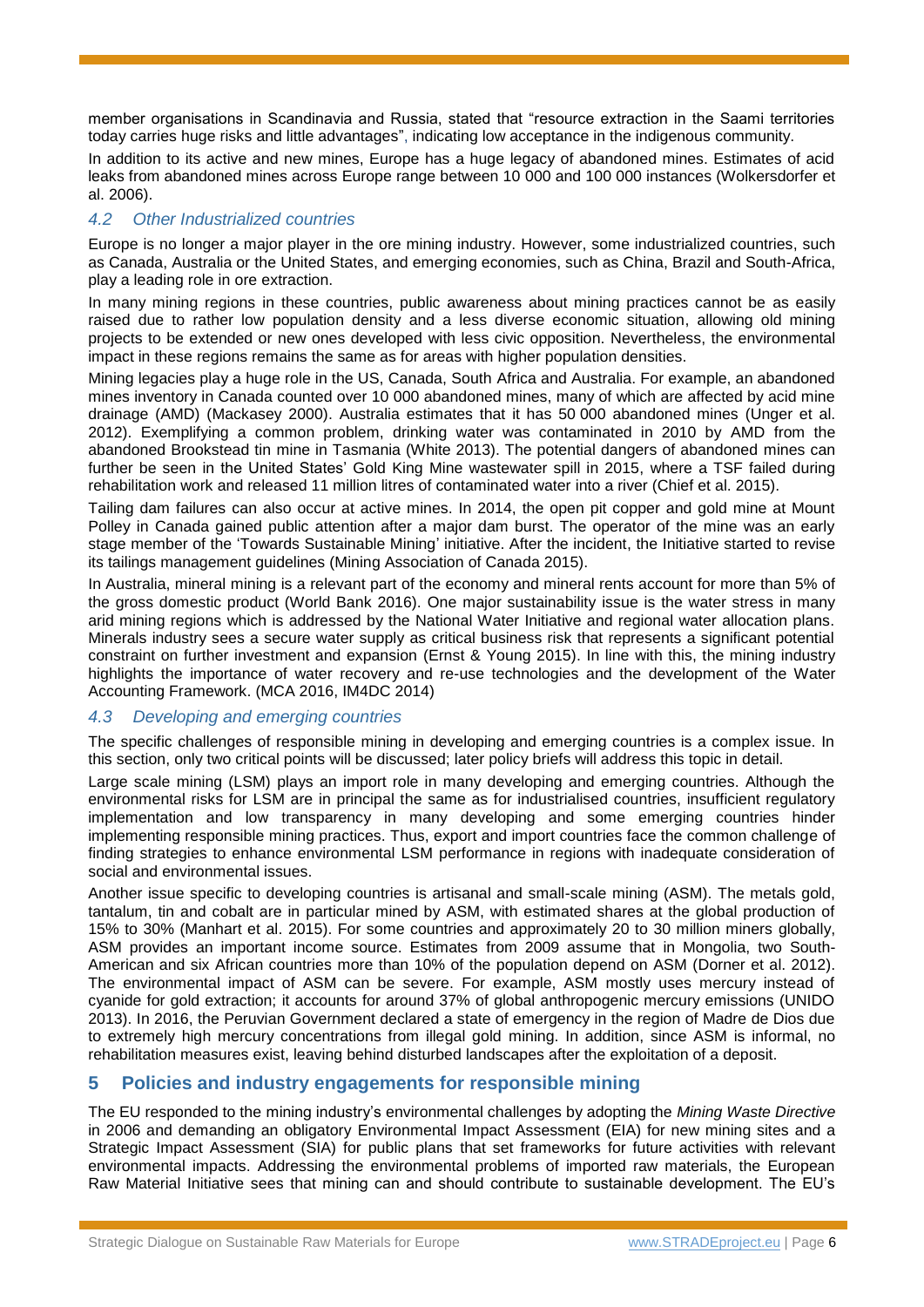member organisations in Scandinavia and Russia, stated that "resource extraction in the Saami territories today carries huge risks and little advantages", indicating low acceptance in the indigenous community.

In addition to its active and new mines, Europe has a huge legacy of abandoned mines. Estimates of acid leaks from abandoned mines across Europe range between 10 000 and 100 000 instances (Wolkersdorfer et al. 2006).

### *4.2 Other Industrialized countries*

Europe is no longer a major player in the ore mining industry. However, some industrialized countries, such as Canada, Australia or the United States, and emerging economies, such as China, Brazil and South-Africa, play a leading role in ore extraction.

In many mining regions in these countries, public awareness about mining practices cannot be as easily raised due to rather low population density and a less diverse economic situation, allowing old mining projects to be extended or new ones developed with less civic opposition. Nevertheless, the environmental impact in these regions remains the same as for areas with higher population densities.

Mining legacies play a huge role in the US, Canada, South Africa and Australia. For example, an abandoned mines inventory in Canada counted over 10 000 abandoned mines, many of which are affected by acid mine drainage (AMD) (Mackasey 2000). Australia estimates that it has 50 000 abandoned mines (Unger et al. 2012). Exemplifying a common problem, drinking water was contaminated in 2010 by AMD from the abandoned Brookstead tin mine in Tasmania (White 2013). The potential dangers of abandoned mines can further be seen in the United States' Gold King Mine wastewater spill in 2015, where a TSF failed during rehabilitation work and released 11 million litres of contaminated water into a river (Chief et al. 2015).

Tailing dam failures can also occur at active mines. In 2014, the open pit copper and gold mine at Mount Polley in Canada gained public attention after a major dam burst. The operator of the mine was an early stage member of the 'Towards Sustainable Mining' initiative. After the incident, the Initiative started to revise its tailings management guidelines (Mining Association of Canada 2015).

In Australia, mineral mining is a relevant part of the economy and mineral rents account for more than 5% of the gross domestic product (World Bank 2016). One major sustainability issue is the water stress in many arid mining regions which is addressed by the National Water Initiative and regional water allocation plans. Minerals industry sees a secure water supply as critical business risk that represents a significant potential constraint on further investment and expansion (Ernst & Young 2015). In line with this, the mining industry highlights the importance of water recovery and re-use technologies and the development of the Water Accounting Framework. (MCA 2016, IM4DC 2014)

### *4.3 Developing and emerging countries*

The specific challenges of responsible mining in developing and emerging countries is a complex issue. In this section, only two critical points will be discussed; later policy briefs will address this topic in detail.

Large scale mining (LSM) plays an import role in many developing and emerging countries. Although the environmental risks for LSM are in principal the same as for industrialised countries, insufficient regulatory implementation and low transparency in many developing and some emerging countries hinder implementing responsible mining practices. Thus, export and import countries face the common challenge of finding strategies to enhance environmental LSM performance in regions with inadequate consideration of social and environmental issues.

Another issue specific to developing countries is artisanal and small-scale mining (ASM). The metals gold, tantalum, tin and cobalt are in particular mined by ASM, with estimated shares at the global production of 15% to 30% (Manhart et al. 2015). For some countries and approximately 20 to 30 million miners globally, ASM provides an important income source. Estimates from 2009 assume that in Mongolia, two South-American and six African countries more than 10% of the population depend on ASM (Dorner et al. 2012). The environmental impact of ASM can be severe. For example, ASM mostly uses mercury instead of cyanide for gold extraction; it accounts for around 37% of global anthropogenic mercury emissions (UNIDO 2013). In 2016, the Peruvian Government declared a state of emergency in the region of Madre de Dios due to extremely high mercury concentrations from illegal gold mining. In addition, since ASM is informal, no rehabilitation measures exist, leaving behind disturbed landscapes after the exploitation of a deposit.

## 5 Policies and industry engagements for responsible mining

The EU responded to the mining industry's environmental challenges by adopting the *Mining Waste Directive* in 2006 and demanding an obligatory Environmental Impact Assessment (EIA) for new mining sites and a Strategic Impact Assessment (SIA) for public plans that set frameworks for future activities with relevant environmental impacts. Addressing the environmental problems of imported raw materials, the European Raw Material Initiative sees that mining can and should contribute to sustainable development. The EU's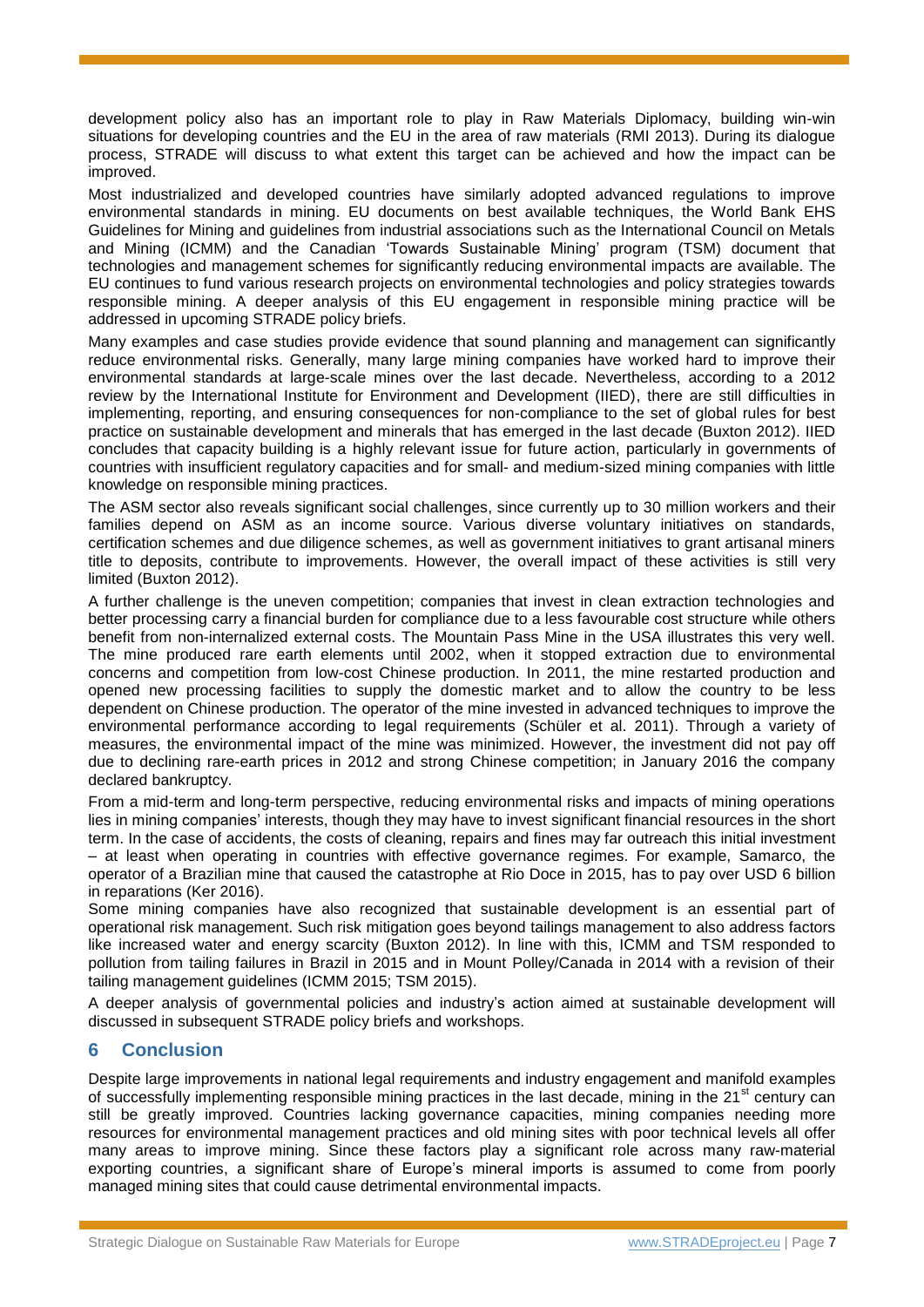development policy also has an important role to play in Raw Materials Diplomacy, building win-win situations for developing countries and the EU in the area of raw materials (RMI 2013). During its dialogue process, STRADE will discuss to what extent this target can be achieved and how the impact can be improved.

Most industrialized and developed countries have similarly adopted advanced regulations to improve environmental standards in mining. EU documents on best available techniques, the World Bank EHS Guidelines for Mining and guidelines from industrial associations such as the International Council on Metals and Mining (ICMM) and the Canadian 'Towards Sustainable Mining' program (TSM) document that technologies and management schemes for significantly reducing environmental impacts are available. The EU continues to fund various research projects on environmental technologies and policy strategies towards responsible mining. A deeper analysis of this EU engagement in responsible mining practice will be addressed in upcoming STRADE policy briefs.

Many examples and case studies provide evidence that sound planning and management can significantly reduce environmental risks. Generally, many large mining companies have worked hard to improve their environmental standards at large-scale mines over the last decade. Nevertheless, according to a 2012 review by the International Institute for Environment and Development (IIED), there are still difficulties in implementing, reporting, and ensuring consequences for non-compliance to the set of global rules for best practice on sustainable development and minerals that has emerged in the last decade (Buxton 2012). IIED concludes that capacity building is a highly relevant issue for future action, particularly in governments of countries with insufficient regulatory capacities and for small- and medium-sized mining companies with little knowledge on responsible mining practices.

The ASM sector also reveals significant social challenges, since currently up to 30 million workers and their families depend on ASM as an income source. Various diverse voluntary initiatives on standards, certification schemes and due diligence schemes, as well as government initiatives to grant artisanal miners title to deposits, contribute to improvements. However, the overall impact of these activities is still very limited (Buxton 2012).

A further challenge is the uneven competition; companies that invest in clean extraction technologies and better processing carry a financial burden for compliance due to a less favourable cost structure while others benefit from non-internalized external costs. The Mountain Pass Mine in the USA illustrates this very well. The mine produced rare earth elements until 2002, when it stopped extraction due to environmental concerns and competition from low-cost Chinese production. In 2011, the mine restarted production and opened new processing facilities to supply the domestic market and to allow the country to be less dependent on Chinese production. The operator of the mine invested in advanced techniques to improve the environmental performance according to legal requirements (Schüler et al. 2011). Through a variety of measures, the environmental impact of the mine was minimized. However, the investment did not pay off due to declining rare-earth prices in 2012 and strong Chinese competition; in January 2016 the company declared bankruptcy.

From a mid-term and long-term perspective, reducing environmental risks and impacts of mining operations lies in mining companies' interests, though they may have to invest significant financial resources in the short term. In the case of accidents, the costs of cleaning, repairs and fines may far outreach this initial investment – at least when operating in countries with effective governance regimes. For example, Samarco, the operator of a Brazilian mine that caused the catastrophe at Rio Doce in 2015, has to pay over USD 6 billion in reparations (Ker 2016).

Some mining companies have also recognized that sustainable development is an essential part of operational risk management. Such risk mitigation goes beyond tailings management to also address factors like increased water and energy scarcity (Buxton 2012). In line with this, ICMM and TSM responded to pollution from tailing failures in Brazil in 2015 and in Mount Polley/Canada in 2014 with a revision of their tailing management guidelines (ICMM 2015; TSM 2015).

A deeper analysis of governmental policies and industry's action aimed at sustainable development will discussed in subsequent STRADE policy briefs and workshops.

## 6 Conclusion

Despite large improvements in national legal requirements and industry engagement and manifold examples of successfully implementing responsible mining practices in the last decade, mining in the 21st century can still be greatly improved. Countries lacking governance capacities, mining companies needing more resources for environmental management practices and old mining sites with poor technical levels all offer many areas to improve mining. Since these factors play a significant role across many raw-material exporting countries, a significant share of Europe's mineral imports is assumed to come from poorly managed mining sites that could cause detrimental environmental impacts.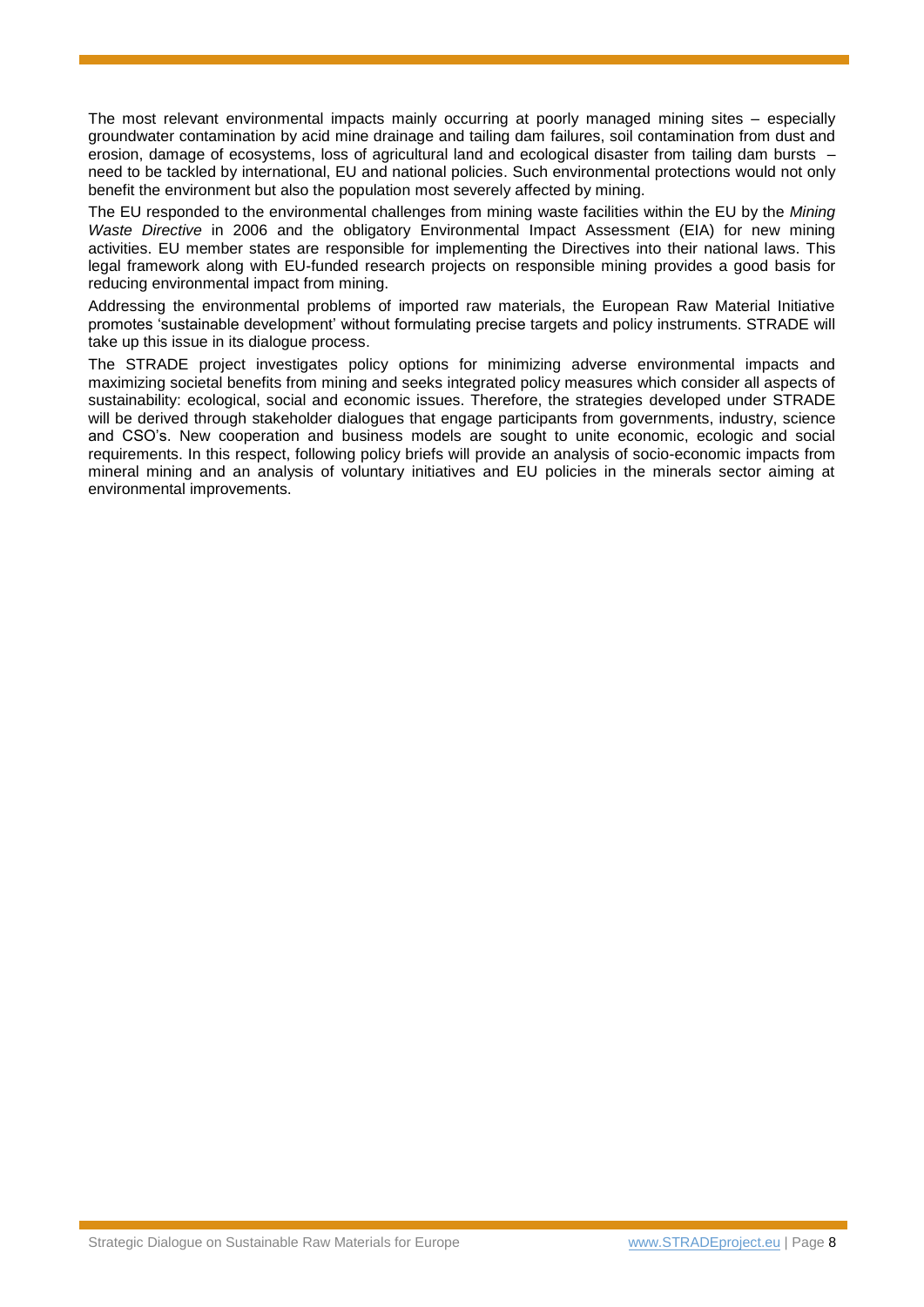The most relevant environmental impacts mainly occurring at poorly managed mining sites – especially groundwater contamination by acid mine drainage and tailing dam failures, soil contamination from dust and erosion, damage of ecosystems, loss of agricultural land and ecological disaster from tailing dam bursts – need to be tackled by international, EU and national policies. Such environmental protections would not only benefit the environment but also the population most severely affected by mining.

The EU responded to the environmental challenges from mining waste facilities within the EU by the *Mining Waste Directive* in 2006 and the obligatory Environmental Impact Assessment (EIA) for new mining activities. EU member states are responsible for implementing the Directives into their national laws. This legal framework along with EU-funded research projects on responsible mining provides a good basis for reducing environmental impact from mining.

Addressing the environmental problems of imported raw materials, the European Raw Material Initiative promotes 'sustainable development' without formulating precise targets and policy instruments. STRADE will take up this issue in its dialogue process.

The STRADE project investigates policy options for minimizing adverse environmental impacts and maximizing societal benefits from mining and seeks integrated policy measures which consider all aspects of sustainability: ecological, social and economic issues. Therefore, the strategies developed under STRADE will be derived through stakeholder dialogues that engage participants from governments, industry, science and CSO's. New cooperation and business models are sought to unite economic, ecologic and social requirements. In this respect, following policy briefs will provide an analysis of socio-economic impacts from mineral mining and an analysis of voluntary initiatives and EU policies in the minerals sector aiming at environmental improvements.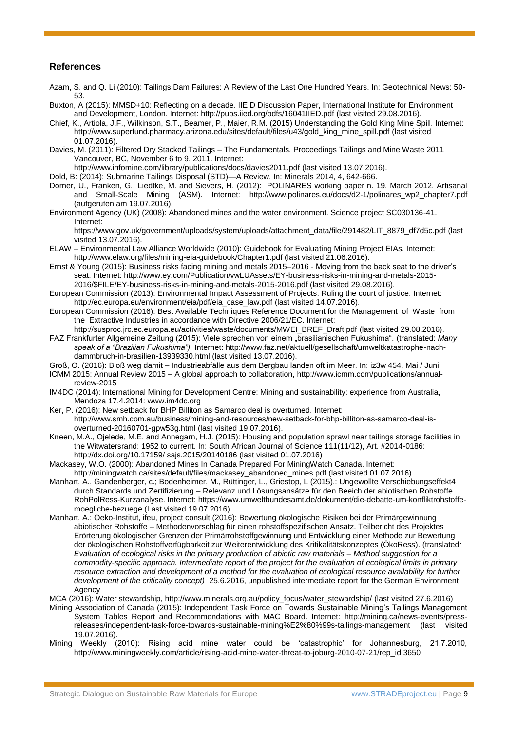## References

Azam, S. and Q. Li (2010): Tailings Dam Failures: A Review of the Last One Hundred Years. In: Geotechnical News: 50-53.

Buxton, A (2015): MMSD+10: Reflecting on a decade. IIE D Discussion Paper, International Institute for Environment and Development, London. Internet: http://pubs.iied.org/pdfs/16041IIED.pdf (last visited 29.08.2016).

Chief, K., Artiola, J.F., Wilkinson, S.T., Beamer, P., Maier, R.M. (2015) Understanding the Gold King Mine Spill. Internet: http://www.superfund.pharmacy.arizona.edu/sites/default/files/u43/gold_king_mine_spill.pdf (last visited 01.07.2016).

Davies, M. (2011): Filtered Dry Stacked Tailings – The Fundamentals. Proceedings Tailings and Mine Waste 2011 Vancouver, BC, November 6 to 9, 2011. Internet: http://www.infomine.com/library/publications/docs/davies2011.pdf (last visited 13.07.2016).

Dold, B: (2014): Submarine Tailings Disposal (STD)—A Review. In: Minerals 2014, 4, 642-666.

Dorner, U., Franken, G., Liedtke, M. and Sievers, H. (2012): POLINARES working paper n. 19. March 2012. Artisanal and Small-Scale Mining (ASM). Internet: http://www.polinares.eu/docs/d2-1/polinares_wp2_chapter7.pdf (aufgerufen am 19.07.2016).

Environment Agency (UK) (2008): Abandoned mines and the water environment. Science project SC030136-41. Internet: https://www.gov.uk/government/uploads/system/uploads/attachment_data/file/291482/LIT_8879_df7d5c.pdf (last visited 13.07.2016).

ELAW – Environmental Law Alliance Worldwide (2010): Guidebook for Evaluating Mining Project EIAs. Internet: http://www.elaw.org/files/mining-eia-guidebook/Chapter1.pdf (last visited 21.06.2016).

Ernst & Young (2015): Business risks facing mining and metals 2015–2016 - Moving from the back seat to the driver's seat. Internet: http://www.ey.com/Publication/vwLUAssets/EY-business-risks-in-mining-and-metals-2015-2016/$FILE/EY-business-risks-in-mining-and-metals-2015-2016.pdf (last visited 29.08.2016).

European Commission (2013): Environmental Impact Assessment of Projects. Ruling the court of justice. Internet: http://ec.europa.eu/environment/eia/pdf/eia_case_law.pdf (last visited 14.07.2016).

European Commission (2016): Best Available Techniques Reference Document for the Management of Waste from the Extractive Industries in accordance with Directive 2006/21/EC. Internet: http://susproc.jrc.ec.europa.eu/activities/waste/documents/MWEI_BREF_Draft.pdf (last visited 29.08.2016).

FAZ Frankfurter Allgemeine Zeitung (2015): Viele sprechen von einem „brasilianischen Fukushima". (translated: *Many speak of a "Brazilian Fukushima").* Internet: http://www.faz.net/aktuell/gesellschaft/umweltkatastrophe-nach-dammbruch-in-brasilien-13939330.html (last visited 13.07.2016).

Groß, O. (2016): Bloß weg damit – Industrieabfälle aus dem Bergbau landen oft im Meer. In: iz3w 454, Mai / Juni.

ICMM 2015: Annual Review 2015 – A global approach to collaboration, http://www.icmm.com/publications/annual-review-2015

IM4DC (2014): International Mining for Development Centre: Mining and sustainability: experience from Australia, Mendoza 17.4.2014: www.im4dc.org

Ker, P. (2016): New setback for BHP Billiton as Samarco deal is overturned. Internet: http://www.smh.com.au/business/mining-and-resources/new-setback-for-bhp-billiton-as-samarco-deal-is-overturned-20160701-gpw53g.html (last visited 19.07.2016).

Kneen, M.A., Ojelede, M.E. and Annegarn, H.J. (2015): Housing and population sprawl near tailings storage facilities in the Witwatersrand: 1952 to current. In: South African Journal of Science 111(11/12), Art. #2014-0186: http://dx.doi.org/10.17159/ sajs.2015/20140186 (last visited 01.07.2016)

Mackasey, W.O. (2000): Abandoned Mines In Canada Prepared For MiningWatch Canada. Internet: http://miningwatch.ca/sites/default/files/mackasey_abandoned_mines.pdf (last visited 01.07.2016).

Manhart, A., Gandenberger, c.; Bodenheimer, M., Rüttinger, L., Griestop, L (2015).: Ungewollte Verschiebungseffekt4 durch Standards und Zertifizierung – Relevanz und Lösungsansätze für den Beeich der abiotischen Rohstoffe. RohPolRess-Kurzanalyse. Internet: https://www.umweltbundesamt.de/dokument/die-debatte-um-konfliktrohstoffe-moegliche-bezuege (Last visited 19.07.2016).

Manhart, A.; Oeko-Institut, ifeu, project consult (2016): Bewertung ökologische Risiken bei der Primärgewinnung abiotischer Rohstoffe – Methodenvorschlag für einen rohstoffspezifischen Ansatz. Teilbericht des Projektes Erörterung ökologischer Grenzen der Primärrohstoffgewinnung und Entwicklung einer Methode zur Bewertung der ökologischen Rohstoffverfügbarkeit zur Weiterentwicklung des Kritikalitätskonzeptes (ÖkoRess). (translated*: Evaluation of ecological risks in the primary production of abiotic raw materials – Method suggestion for a commodity-specific approach. Intermediate report of the project for the evaluation of ecological limits in primary resource extraction and development of a method for the evaluation of ecological resource availability for further development of the criticality concept)* 25.6.2016, unpublished intermediate report for the German Environment Agency

MCA (2016): Water stewardship, http://www.minerals.org.au/policy_focus/water_stewardship/ (last visited 27.6.2016)

Mining Association of Canada (2015): Independent Task Force on Towards Sustainable Mining's Tailings Management System Tables Report and Recommendations with MAC Board. Internet: http://mining.ca/news-events/press-releases/independent-task-force-towards-sustainable-mining%E2%80%99s-tailings-management (last visited 19.07.2016).

Mining Weekly (2010): Rising acid mine water could be 'catastrophic' for Johannesburg, 21.7.2010, http://www.miningweekly.com/article/rising-acid-mine-water-threat-to-joburg-2010-07-21/rep_id:3650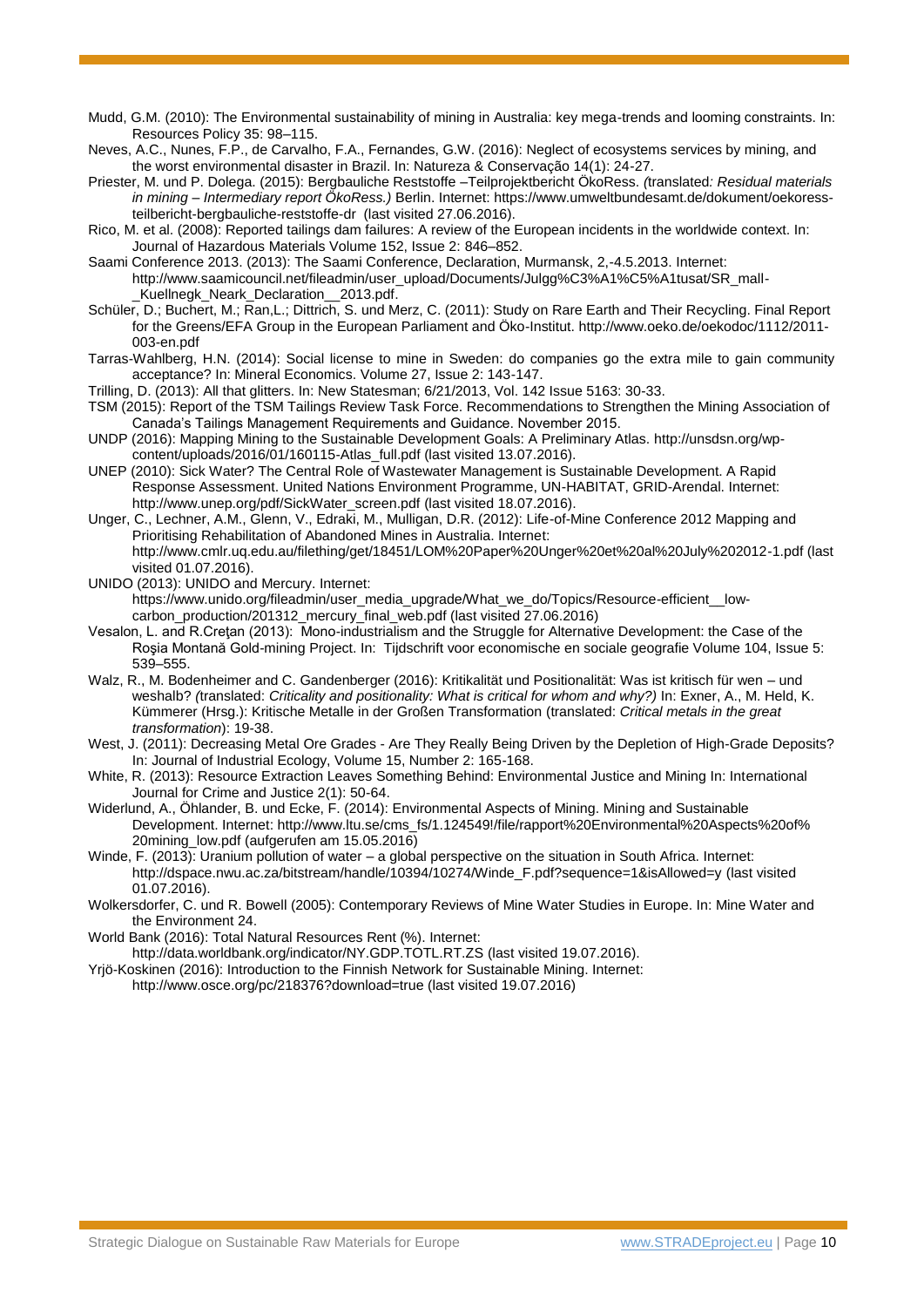Mudd, G.M. (2010): The Environmental sustainability of mining in Australia: key mega-trends and looming constraints. In: Resources Policy 35: 98–115.

Neves, A.C., Nunes, F.P., de Carvalho, F.A., Fernandes, G.W. (2016): Neglect of ecosystems services by mining, and the worst environmental disaster in Brazil. In: Natureza & Conservação 14(1): 24-27.

Priester, M. und P. Dolega. (2015): Bergbauliche Reststoffe –Teilprojektbericht ÖkoRess. *(*translated*: Residual materials in mining – Intermediary report ÖkoRess.)* Berlin. Internet: https://www.umweltbundesamt.de/dokument/oekoress-teilbericht-bergbauliche-reststoffe-dr (last visited 27.06.2016).

Rico, M. et al. (2008): Reported tailings dam failures: A review of the European incidents in the worldwide context. In: Journal of Hazardous Materials Volume 152, Issue 2: 846–852.

Saami Conference 2013. (2013): The Saami Conference, Declaration, Murmansk, 2,-4.5.2013. Internet: http://www.saamicouncil.net/fileadmin/user_upload/Documents/Julgg%C3%A1%C5%A1tusat/SR_mall-_Kuellnegk_Neark_Declaration__2013.pdf.

Schüler, D.; Buchert, M.; Ran,L.; Dittrich, S. und Merz, C. (2011): Study on Rare Earth and Their Recycling. Final Report for the Greens/EFA Group in the European Parliament and Öko-Institut. http://www.oeko.de/oekodoc/1112/2011-003-en.pdf

Tarras-Wahlberg, H.N. (2014): Social license to mine in Sweden: do companies go the extra mile to gain community acceptance? In: Mineral Economics. Volume 27, Issue 2: 143-147.

Trilling, D. (2013): All that glitters. In: New Statesman; 6/21/2013, Vol. 142 Issue 5163: 30-33.

TSM (2015): Report of the TSM Tailings Review Task Force. Recommendations to Strengthen the Mining Association of Canada's Tailings Management Requirements and Guidance. November 2015.

UNDP (2016): Mapping Mining to the Sustainable Development Goals: A Preliminary Atlas. http://unsdsn.org/wp-content/uploads/2016/01/160115-Atlas_full.pdf (last visited 13.07.2016).

UNEP (2010): Sick Water? The Central Role of Wastewater Management is Sustainable Development. A Rapid Response Assessment. United Nations Environment Programme, UN-HABITAT, GRID-Arendal. Internet: http://www.unep.org/pdf/SickWater_screen.pdf (last visited 18.07.2016).

Unger, C., Lechner, A.M., Glenn, V., Edraki, M., Mulligan, D.R. (2012): Life-of-Mine Conference 2012 Mapping and Prioritising Rehabilitation of Abandoned Mines in Australia. Internet: http://www.cmlr.uq.edu.au/filething/get/18451/LOM%20Paper%20Unger%20et%20al%20July%202012-1.pdf (last visited 01.07.2016).

UNIDO (2013): UNIDO and Mercury. Internet: https://www.unido.org/fileadmin/user_media_upgrade/What_we_do/Topics/Resource-efficient__low-carbon_production/201312_mercury_final_web.pdf (last visited 27.06.2016)

Vesalon, L. and R.Creţan (2013): Mono-industrialism and the Struggle for Alternative Development: the Case of the Roşia Montană Gold-mining Project. In: Tijdschrift voor economische en sociale geografie Volume 104, Issue 5: 539–555.

Walz, R., M. Bodenheimer and C. Gandenberger (2016): Kritikalität und Positionalität: Was ist kritisch für wen – und weshalb? *(*translated: *Criticality and positionality: What is critical for whom and why?)* In: Exner, A., M. Held, K. Kümmerer (Hrsg.): Kritische Metalle in der Großen Transformation (translated: *Critical metals in the great transformation*): 19-38.

West, J. (2011): Decreasing Metal Ore Grades - Are They Really Being Driven by the Depletion of High-Grade Deposits? In: Journal of Industrial Ecology, Volume 15, Number 2: 165-168.

White, R. (2013): Resource Extraction Leaves Something Behind: Environmental Justice and Mining In: International Journal for Crime and Justice 2(1): 50-64.

Widerlund, A., Öhlander, B. und Ecke, F. (2014): Environmental Aspects of Mining. Mining and Sustainable Development. Internet: http://www.ltu.se/cms_fs/1.124549!/file/rapport%20Environmental%20Aspects%20of%20mining_low.pdf (aufgerufen am 15.05.2016)

Winde, F. (2013): Uranium pollution of water – a global perspective on the situation in South Africa. Internet: http://dspace.nwu.ac.za/bitstream/handle/10394/10274/Winde_F.pdf?sequence=1&isAllowed=y (last visited 01.07.2016).

Wolkersdorfer, C. und R. Bowell (2005): Contemporary Reviews of Mine Water Studies in Europe. In: Mine Water and the Environment 24.

World Bank (2016): Total Natural Resources Rent (%). Internet: http://data.worldbank.org/indicator/NY.GDP.TOTL.RT.ZS (last visited 19.07.2016).

Yrjö-Koskinen (2016): Introduction to the Finnish Network for Sustainable Mining. Internet: http://www.osce.org/pc/218376?download=true (last visited 19.07.2016)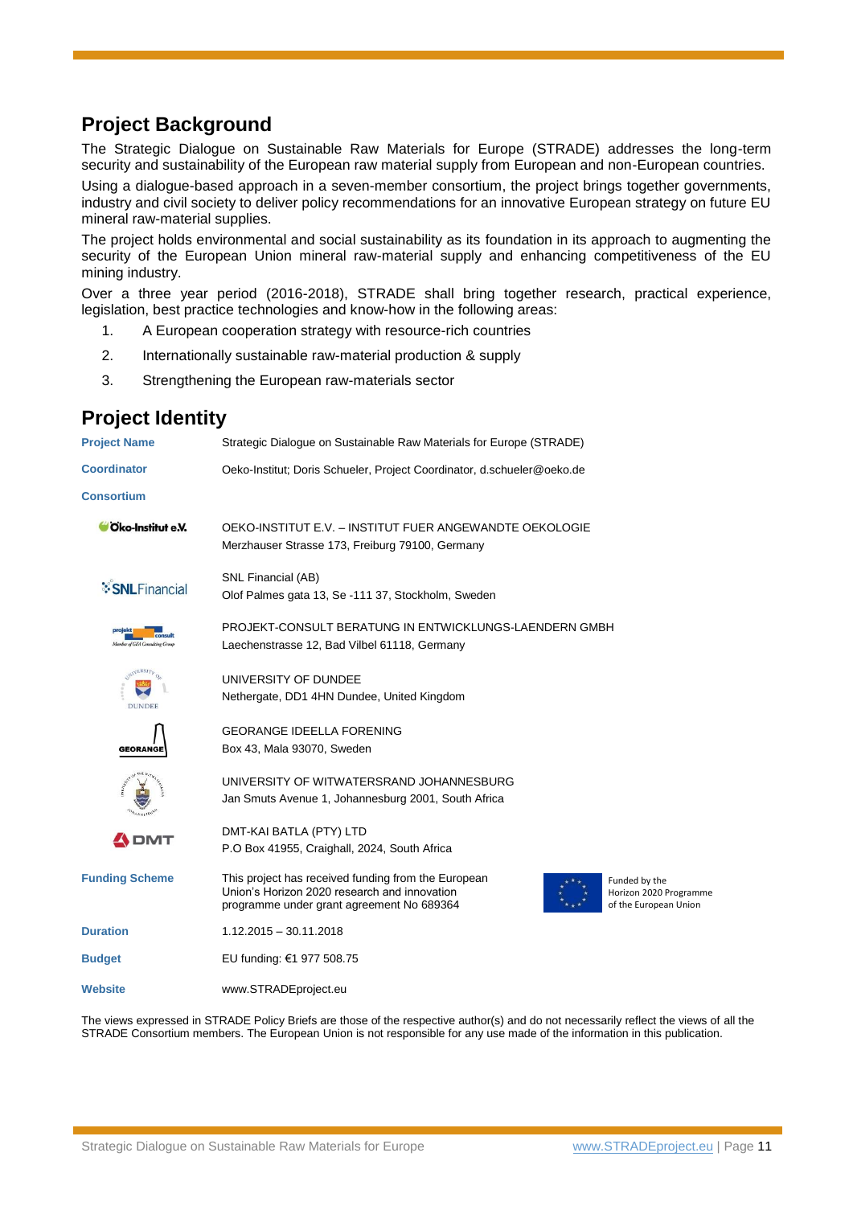## Project Background

The Strategic Dialogue on Sustainable Raw Materials for Europe (STRADE) addresses the long-term security and sustainability of the European raw material supply from European and non-European countries.

Using a dialogue-based approach in a seven-member consortium, the project brings together governments, industry and civil society to deliver policy recommendations for an innovative European strategy on future EU mineral raw-material supplies.

The project holds environmental and social sustainability as its foundation in its approach to augmenting the security of the European Union mineral raw-material supply and enhancing competitiveness of the EU mining industry.

Over a three year period (2016-2018), STRADE shall bring together research, practical experience, legislation, best practice technologies and know-how in the following areas:

1. A European cooperation strategy with resource-rich countries
2. Internationally sustainable raw-material production & supply
3. Strengthening the European raw-materials sector

## Project Identity

| | |
|---|---|
| **Project Name** | Strategic Dialogue on Sustainable Raw Materials for Europe (STRADE) |
| **Coordinator** | Oeko-Institut; Doris Schueler, Project Coordinator, d.schueler@oeko.de |
| **Consortium** | |
| Öko-Institut e.V. | OEKO-INSTITUT E.V. – INSTITUT FUER ANGEWANDTE OEKOLOGIE<br>Merzhauser Strasse 173, Freiburg 79100, Germany |
| SNL Financial | SNL Financial (AB)<br>Olof Palmes gata 13, Se -111 37, Stockholm, Sweden |
| projekt consult | PROJEKT-CONSULT BERATUNG IN ENTWICKLUNGS-LAENDERN GMBH<br>Laechenstrasse 12, Bad Vilbel 61118, Germany |
| University of Dundee | UNIVERSITY OF DUNDEE<br>Nethergate, DD1 4HN Dundee, United Kingdom |
| GEORANGE | GEORANGE IDEELLA FORENING<br>Box 43, Mala 93070, Sweden |
| University of the Witwatersrand | UNIVERSITY OF WITWATERSRAND JOHANNESBURG<br>Jan Smuts Avenue 1, Johannesburg 2001, South Africa |
| DMT | DMT-KAI BATLA (PTY) LTD<br>P.O Box 41955, Craighall, 2024, South Africa |
| **Funding Scheme** | This project has received funding from the European Union's Horizon 2020 research and innovation programme under grant agreement No 689364<br>Funded by the Horizon 2020 Programme of the European Union |
| **Duration** | 1.12.2015 – 30.11.2018 |
| **Budget** | EU funding: €1 977 508.75 |
| **Website** | www.STRADEproject.eu |

The views expressed in STRADE Policy Briefs are those of the respective author(s) and do not necessarily reflect the views of all the STRADE Consortium members. The European Union is not responsible for any use made of the information in this publication.